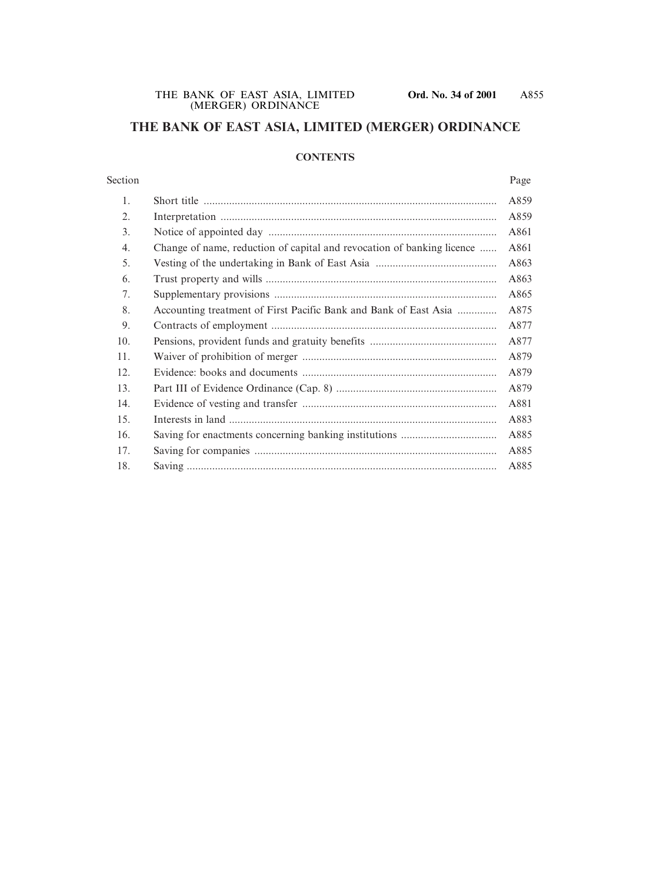# THE BANK OF EAST ASIA, LIMITED (MERGER) ORDINANCE

## CONTENTS

| Section | | Page |
|---|---|---|
| 1. | Short title | A859 |
| 2. | Interpretation | A859 |
| 3. | Notice of appointed day | A861 |
| 4. | Change of name, reduction of capital and revocation of banking licence | A861 |
| 5. | Vesting of the undertaking in Bank of East Asia | A863 |
| 6. | Trust property and wills | A863 |
| 7. | Supplementary provisions | A865 |
| 8. | Accounting treatment of First Pacific Bank and Bank of East Asia | A875 |
| 9. | Contracts of employment | A877 |
| 10. | Pensions, provident funds and gratuity benefits | A877 |
| 11. | Waiver of prohibition of merger | A879 |
| 12. | Evidence: books and documents | A879 |
| 13. | Part III of Evidence Ordinance (Cap. 8) | A879 |
| 14. | Evidence of vesting and transfer | A881 |
| 15. | Interests in land | A883 |
| 16. | Saving for enactments concerning banking institutions | A885 |
| 17. | Saving for companies | A885 |
| 18. | Saving | A885 |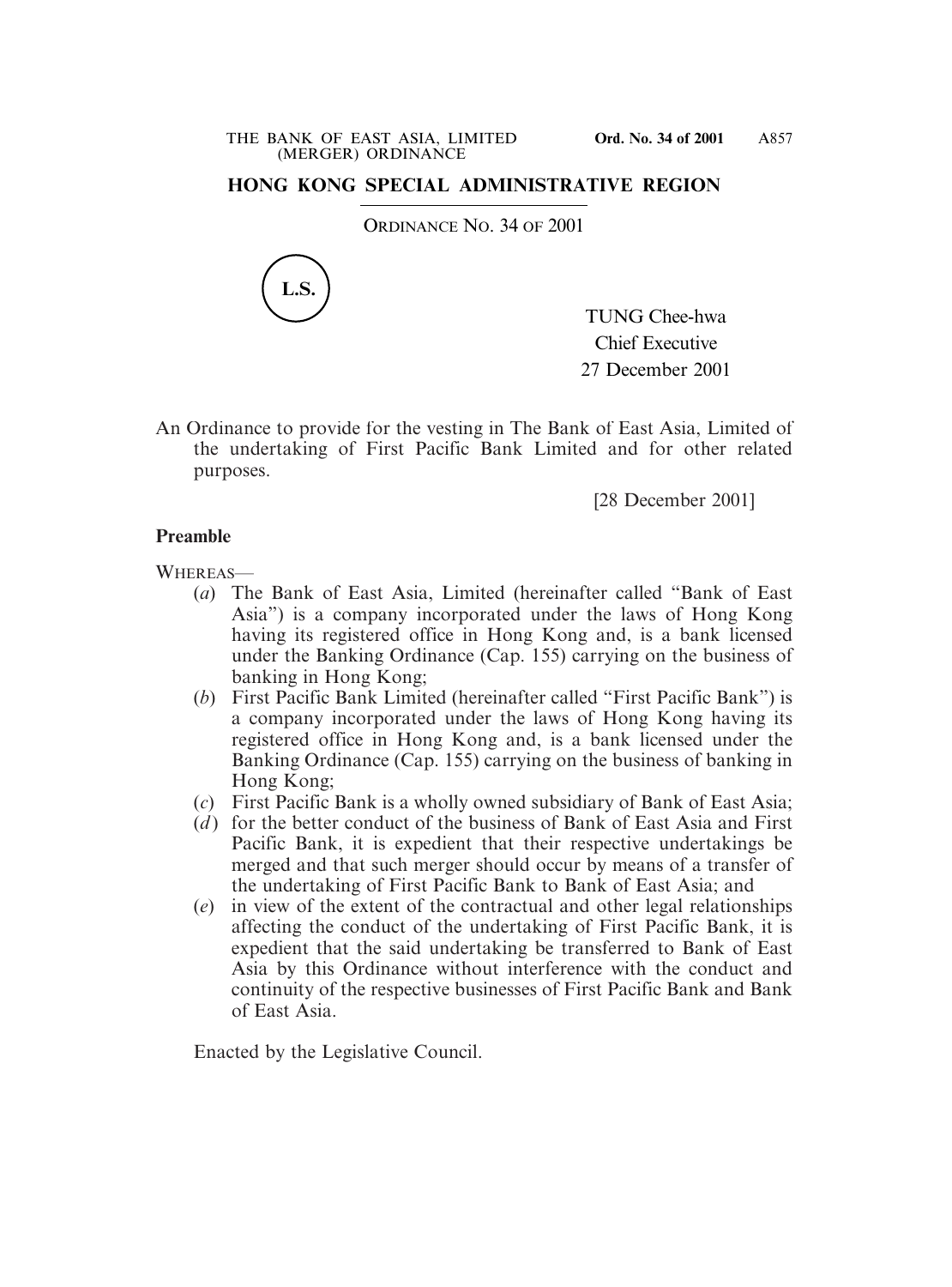## HONG KONG SPECIAL ADMINISTRATIVE REGION

ORDINANCE NO. 34 OF 2001

L.S.

TUNG Chee-hwa
Chief Executive
27 December 2001

An Ordinance to provide for the vesting in The Bank of East Asia, Limited of the undertaking of First Pacific Bank Limited and for other related purposes.

[28 December 2001]

**Preamble**

WHEREAS—

(*a*) The Bank of East Asia, Limited (hereinafter called "Bank of East Asia") is a company incorporated under the laws of Hong Kong having its registered office in Hong Kong and, is a bank licensed under the Banking Ordinance (Cap. 155) carrying on the business of banking in Hong Kong;

(*b*) First Pacific Bank Limited (hereinafter called "First Pacific Bank") is a company incorporated under the laws of Hong Kong having its registered office in Hong Kong and, is a bank licensed under the Banking Ordinance (Cap. 155) carrying on the business of banking in Hong Kong;

(*c*) First Pacific Bank is a wholly owned subsidiary of Bank of East Asia;

(*d*) for the better conduct of the business of Bank of East Asia and First Pacific Bank, it is expedient that their respective undertakings be merged and that such merger should occur by means of a transfer of the undertaking of First Pacific Bank to Bank of East Asia; and

(*e*) in view of the extent of the contractual and other legal relationships affecting the conduct of the undertaking of First Pacific Bank, it is expedient that the said undertaking be transferred to Bank of East Asia by this Ordinance without interference with the conduct and continuity of the respective businesses of First Pacific Bank and Bank of East Asia.

Enacted by the Legislative Council.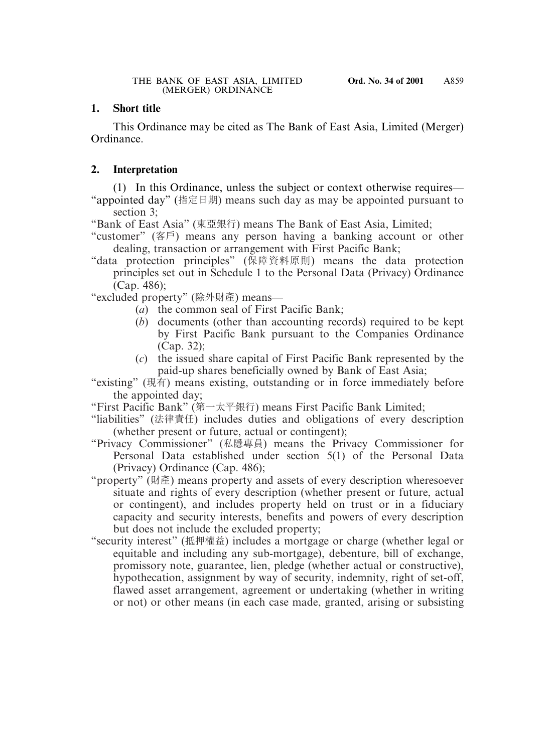## 1. Short title

This Ordinance may be cited as The Bank of East Asia, Limited (Merger) Ordinance.

## 2. Interpretation

(1) In this Ordinance, unless the subject or context otherwise requires—

"appointed day" (指定日期) means such day as may be appointed pursuant to section 3;

"Bank of East Asia" (東亞銀行) means The Bank of East Asia, Limited;

"customer" (客戶) means any person having a banking account or other dealing, transaction or arrangement with First Pacific Bank;

"data protection principles" (保障資料原則) means the data protection principles set out in Schedule 1 to the Personal Data (Privacy) Ordinance (Cap. 486);

"excluded property" (除外財產) means—

- (*a*) the common seal of First Pacific Bank;
- (*b*) documents (other than accounting records) required to be kept by First Pacific Bank pursuant to the Companies Ordinance (Cap. 32);
- (*c*) the issued share capital of First Pacific Bank represented by the paid-up shares beneficially owned by Bank of East Asia;

"existing" (現有) means existing, outstanding or in force immediately before the appointed day;

"First Pacific Bank" (第一太平銀行) means First Pacific Bank Limited;

"liabilities" (法律責任) includes duties and obligations of every description (whether present or future, actual or contingent);

"Privacy Commissioner" (私隱專員) means the Privacy Commissioner for Personal Data established under section 5(1) of the Personal Data (Privacy) Ordinance (Cap. 486);

"property" (財產) means property and assets of every description wheresoever situate and rights of every description (whether present or future, actual or contingent), and includes property held on trust or in a fiduciary capacity and security interests, benefits and powers of every description but does not include the excluded property;

"security interest" (抵押權益) includes a mortgage or charge (whether legal or equitable and including any sub-mortgage), debenture, bill of exchange, promissory note, guarantee, lien, pledge (whether actual or constructive), hypothecation, assignment by way of security, indemnity, right of set-off, flawed asset arrangement, agreement or undertaking (whether in writing or not) or other means (in each case made, granted, arising or subsisting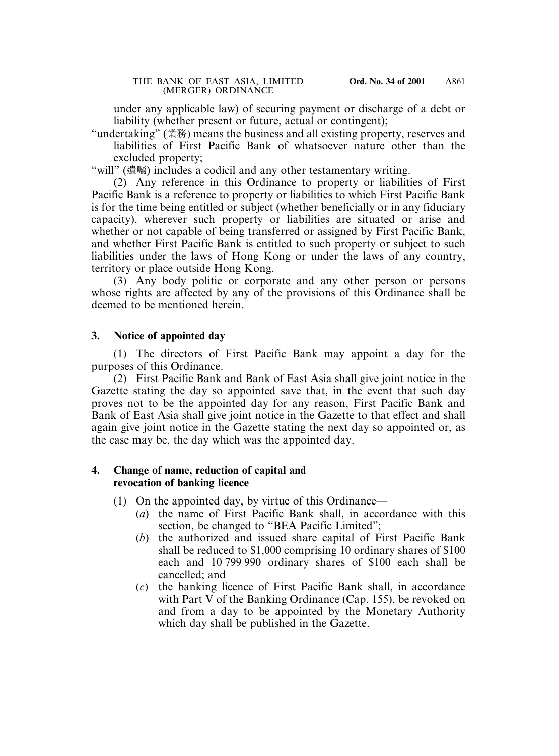under any applicable law) of securing payment or discharge of a debt or liability (whether present or future, actual or contingent);

"undertaking" (業務) means the business and all existing property, reserves and liabilities of First Pacific Bank of whatsoever nature other than the excluded property;

"will" (遺囑) includes a codicil and any other testamentary writing.

(2) Any reference in this Ordinance to property or liabilities of First Pacific Bank is a reference to property or liabilities to which First Pacific Bank is for the time being entitled or subject (whether beneficially or in any fiduciary capacity), wherever such property or liabilities are situated or arise and whether or not capable of being transferred or assigned by First Pacific Bank, and whether First Pacific Bank is entitled to such property or subject to such liabilities under the laws of Hong Kong or under the laws of any country, territory or place outside Hong Kong.

(3) Any body politic or corporate and any other person or persons whose rights are affected by any of the provisions of this Ordinance shall be deemed to be mentioned herein.

### 3. Notice of appointed day

(1) The directors of First Pacific Bank may appoint a day for the purposes of this Ordinance.

(2) First Pacific Bank and Bank of East Asia shall give joint notice in the Gazette stating the day so appointed save that, in the event that such day proves not to be the appointed day for any reason, First Pacific Bank and Bank of East Asia shall give joint notice in the Gazette to that effect and shall again give joint notice in the Gazette stating the next day so appointed or, as the case may be, the day which was the appointed day.

### 4. Change of name, reduction of capital and revocation of banking licence

(1) On the appointed day, by virtue of this Ordinance—

(*a*) the name of First Pacific Bank shall, in accordance with this section, be changed to "BEA Pacific Limited";

(*b*) the authorized and issued share capital of First Pacific Bank shall be reduced to $1,000 comprising 10 ordinary shares of $100 each and 10 799 990 ordinary shares of $100 each shall be cancelled; and

(*c*) the banking licence of First Pacific Bank shall, in accordance with Part V of the Banking Ordinance (Cap. 155), be revoked on and from a day to be appointed by the Monetary Authority which day shall be published in the Gazette.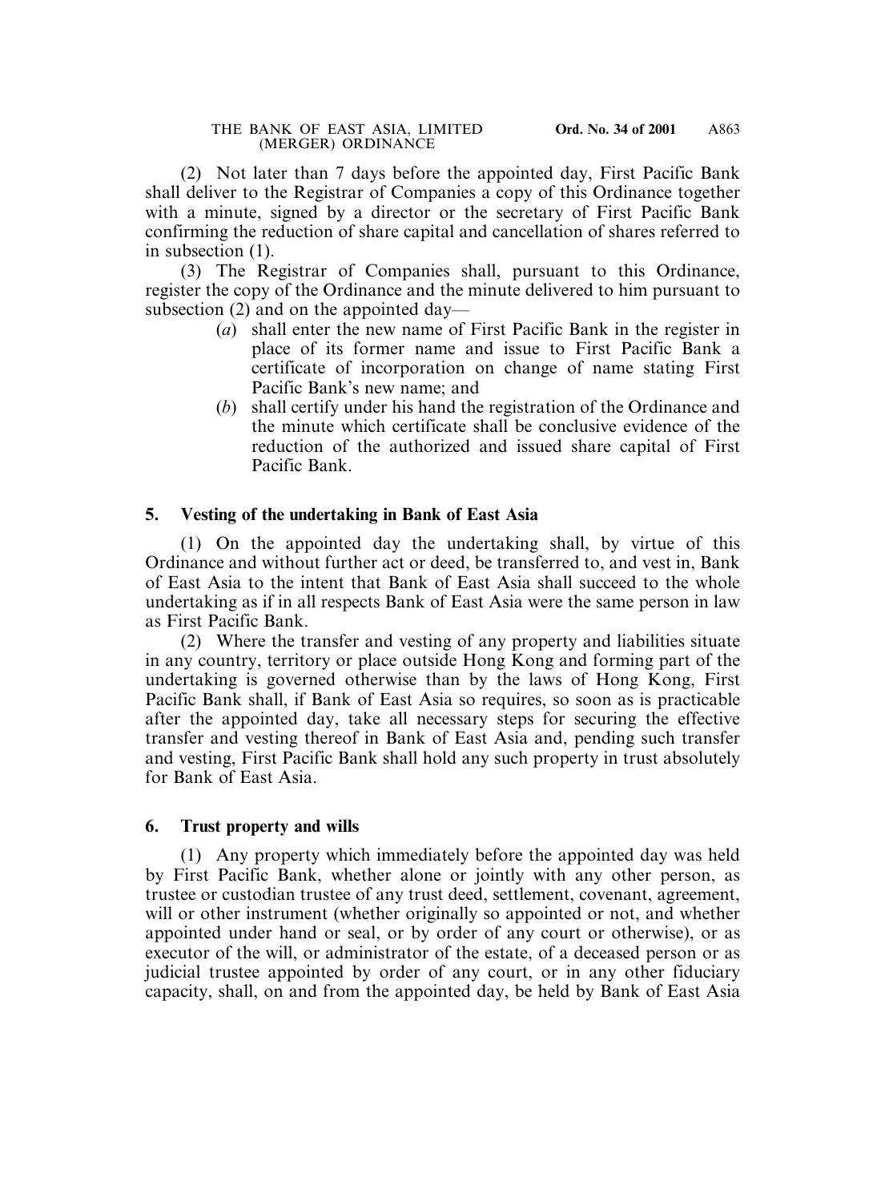(2) Not later than 7 days before the appointed day, First Pacific Bank shall deliver to the Registrar of Companies a copy of this Ordinance together with a minute, signed by a director or the secretary of First Pacific Bank confirming the reduction of share capital and cancellation of shares referred to in subsection (1).

(3) The Registrar of Companies shall, pursuant to this Ordinance, register the copy of the Ordinance and the minute delivered to him pursuant to subsection (2) and on the appointed day—

- (*a*) shall enter the new name of First Pacific Bank in the register in place of its former name and issue to First Pacific Bank a certificate of incorporation on change of name stating First Pacific Bank's new name; and
- (*b*) shall certify under his hand the registration of the Ordinance and the minute which certificate shall be conclusive evidence of the reduction of the authorized and issued share capital of First Pacific Bank.

### 5. Vesting of the undertaking in Bank of East Asia

(1) On the appointed day the undertaking shall, by virtue of this Ordinance and without further act or deed, be transferred to, and vest in, Bank of East Asia to the intent that Bank of East Asia shall succeed to the whole undertaking as if in all respects Bank of East Asia were the same person in law as First Pacific Bank.

(2) Where the transfer and vesting of any property and liabilities situate in any country, territory or place outside Hong Kong and forming part of the undertaking is governed otherwise than by the laws of Hong Kong, First Pacific Bank shall, if Bank of East Asia so requires, so soon as is practicable after the appointed day, take all necessary steps for securing the effective transfer and vesting thereof in Bank of East Asia and, pending such transfer and vesting, First Pacific Bank shall hold any such property in trust absolutely for Bank of East Asia.

### 6. Trust property and wills

(1) Any property which immediately before the appointed day was held by First Pacific Bank, whether alone or jointly with any other person, as trustee or custodian trustee of any trust deed, settlement, covenant, agreement, will or other instrument (whether originally so appointed or not, and whether appointed under hand or seal, or by order of any court or otherwise), or as executor of the will, or administrator of the estate, of a deceased person or as judicial trustee appointed by order of any court, or in any other fiduciary capacity, shall, on and from the appointed day, be held by Bank of East Asia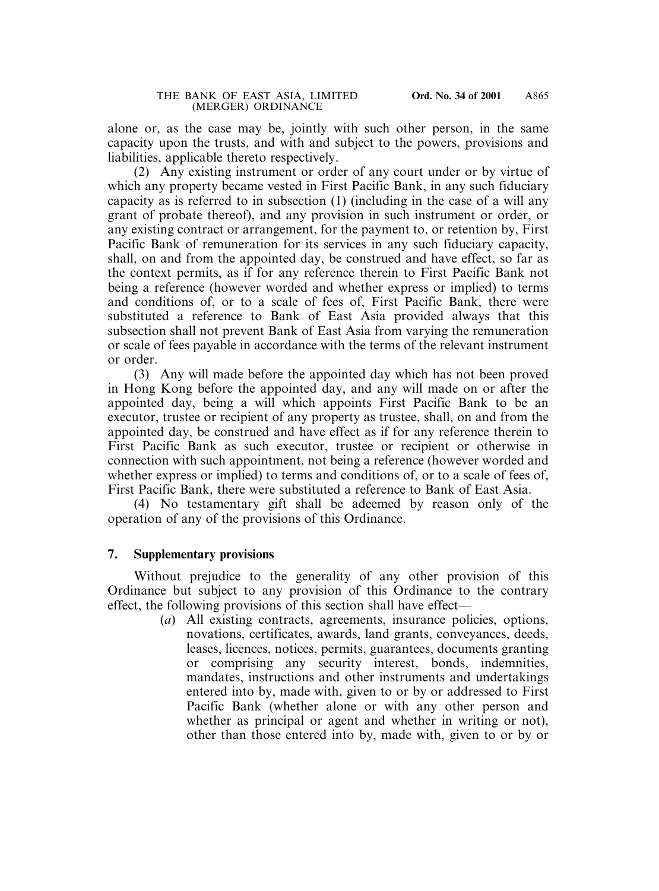alone or, as the case may be, jointly with such other person, in the same capacity upon the trusts, and with and subject to the powers, provisions and liabilities, applicable thereto respectively.

(2) Any existing instrument or order of any court under or by virtue of which any property became vested in First Pacific Bank, in any such fiduciary capacity as is referred to in subsection (1) (including in the case of a will any grant of probate thereof), and any provision in such instrument or order, or any existing contract or arrangement, for the payment to, or retention by, First Pacific Bank of remuneration for its services in any such fiduciary capacity, shall, on and from the appointed day, be construed and have effect, so far as the context permits, as if for any reference therein to First Pacific Bank not being a reference (however worded and whether express or implied) to terms and conditions of, or to a scale of fees of, First Pacific Bank, there were substituted a reference to Bank of East Asia provided always that this subsection shall not prevent Bank of East Asia from varying the remuneration or scale of fees payable in accordance with the terms of the relevant instrument or order.

(3) Any will made before the appointed day which has not been proved in Hong Kong before the appointed day, and any will made on or after the appointed day, being a will which appoints First Pacific Bank to be an executor, trustee or recipient of any property as trustee, shall, on and from the appointed day, be construed and have effect as if for any reference therein to First Pacific Bank as such executor, trustee or recipient or otherwise in connection with such appointment, not being a reference (however worded and whether express or implied) to terms and conditions of, or to a scale of fees of, First Pacific Bank, there were substituted a reference to Bank of East Asia.

(4) No testamentary gift shall be adeemed by reason only of the operation of any of the provisions of this Ordinance.

### 7. Supplementary provisions

Without prejudice to the generality of any other provision of this Ordinance but subject to any provision of this Ordinance to the contrary effect, the following provisions of this section shall have effect—

(*a*) All existing contracts, agreements, insurance policies, options, novations, certificates, awards, land grants, conveyances, deeds, leases, licences, notices, permits, guarantees, documents granting or comprising any security interest, bonds, indemnities, mandates, instructions and other instruments and undertakings entered into by, made with, given to or by or addressed to First Pacific Bank (whether alone or with any other person and whether as principal or agent and whether in writing or not), other than those entered into by, made with, given to or by or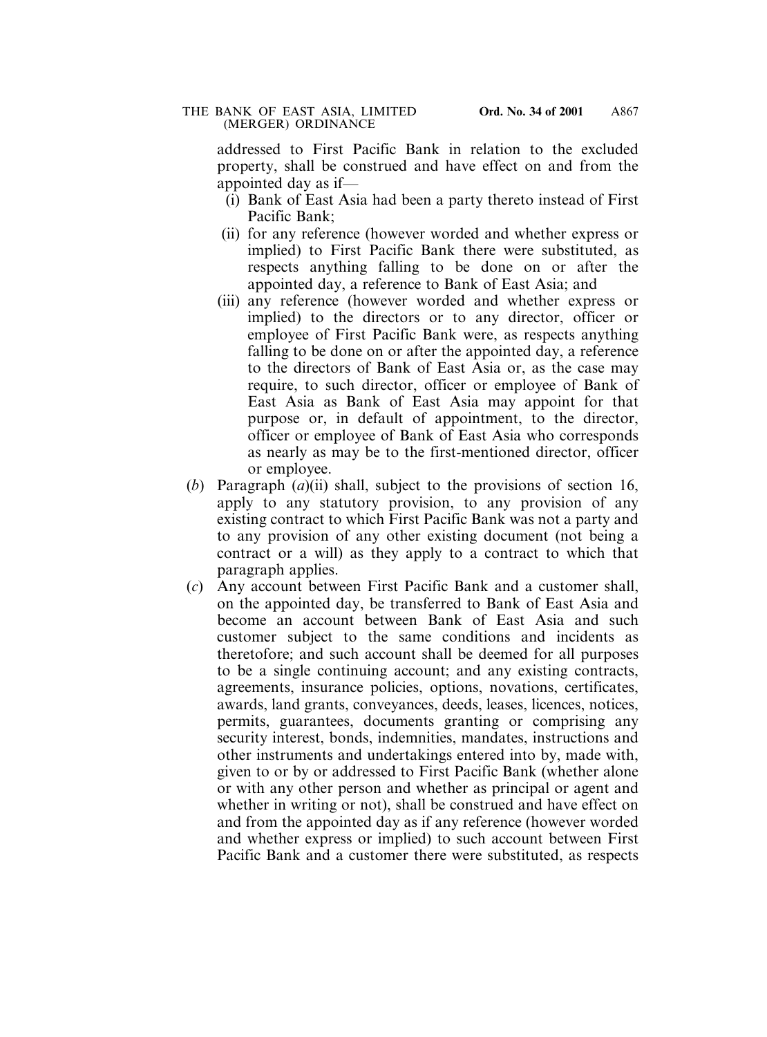addressed to First Pacific Bank in relation to the excluded property, shall be construed and have effect on and from the appointed day as if—

- (i) Bank of East Asia had been a party thereto instead of First Pacific Bank;
- (ii) for any reference (however worded and whether express or implied) to First Pacific Bank there were substituted, as respects anything falling to be done on or after the appointed day, a reference to Bank of East Asia; and
- (iii) any reference (however worded and whether express or implied) to the directors or to any director, officer or employee of First Pacific Bank were, as respects anything falling to be done on or after the appointed day, a reference to the directors of Bank of East Asia or, as the case may require, to such director, officer or employee of Bank of East Asia as Bank of East Asia may appoint for that purpose or, in default of appointment, to the director, officer or employee of Bank of East Asia who corresponds as nearly as may be to the first-mentioned director, officer or employee.

(*b*) Paragraph (*a*)(ii) shall, subject to the provisions of section 16, apply to any statutory provision, to any provision of any existing contract to which First Pacific Bank was not a party and to any provision of any other existing document (not being a contract or a will) as they apply to a contract to which that paragraph applies.

(*c*) Any account between First Pacific Bank and a customer shall, on the appointed day, be transferred to Bank of East Asia and become an account between Bank of East Asia and such customer subject to the same conditions and incidents as theretofore; and such account shall be deemed for all purposes to be a single continuing account; and any existing contracts, agreements, insurance policies, options, novations, certificates, awards, land grants, conveyances, deeds, leases, licences, notices, permits, guarantees, documents granting or comprising any security interest, bonds, indemnities, mandates, instructions and other instruments and undertakings entered into by, made with, given to or by or addressed to First Pacific Bank (whether alone or with any other person and whether as principal or agent and whether in writing or not), shall be construed and have effect on and from the appointed day as if any reference (however worded and whether express or implied) to such account between First Pacific Bank and a customer there were substituted, as respects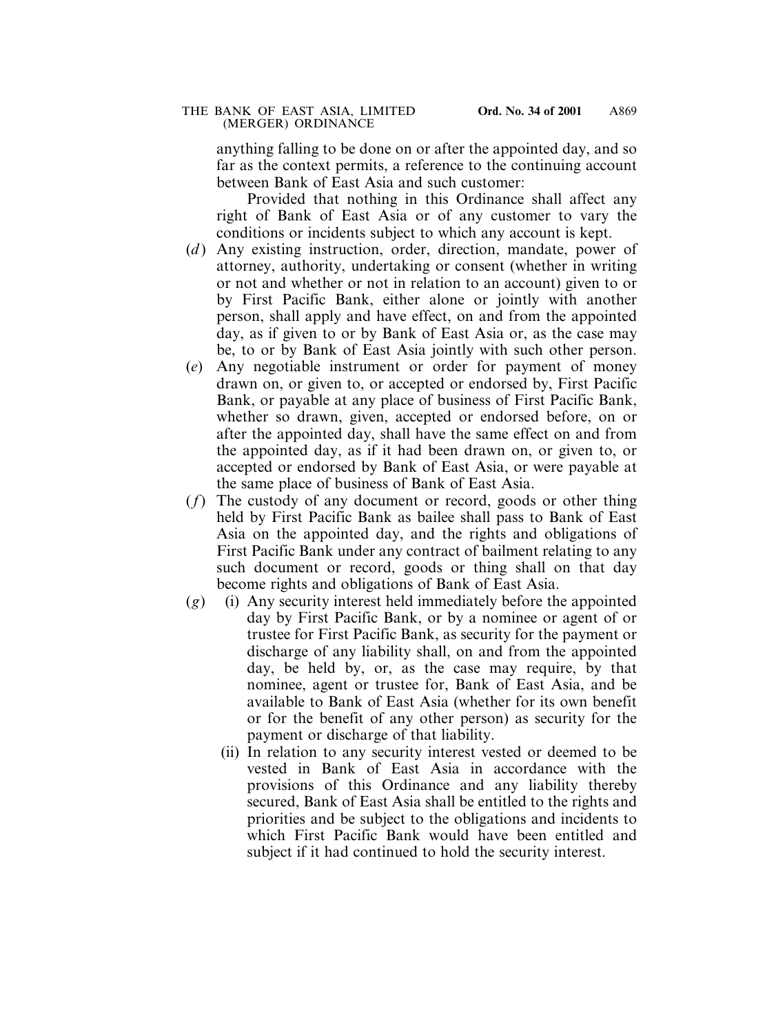anything falling to be done on or after the appointed day, and so far as the context permits, a reference to the continuing account between Bank of East Asia and such customer:

Provided that nothing in this Ordinance shall affect any right of Bank of East Asia or of any customer to vary the conditions or incidents subject to which any account is kept.

(*d*) Any existing instruction, order, direction, mandate, power of attorney, authority, undertaking or consent (whether in writing or not and whether or not in relation to an account) given to or by First Pacific Bank, either alone or jointly with another person, shall apply and have effect, on and from the appointed day, as if given to or by Bank of East Asia or, as the case may be, to or by Bank of East Asia jointly with such other person.

(*e*) Any negotiable instrument or order for payment of money drawn on, or given to, or accepted or endorsed by, First Pacific Bank, or payable at any place of business of First Pacific Bank, whether so drawn, given, accepted or endorsed before, on or after the appointed day, shall have the same effect on and from the appointed day, as if it had been drawn on, or given to, or accepted or endorsed by Bank of East Asia, or were payable at the same place of business of Bank of East Asia.

(*f*) The custody of any document or record, goods or other thing held by First Pacific Bank as bailee shall pass to Bank of East Asia on the appointed day, and the rights and obligations of First Pacific Bank under any contract of bailment relating to any such document or record, goods or thing shall on that day become rights and obligations of Bank of East Asia.

(*g*) (i) Any security interest held immediately before the appointed day by First Pacific Bank, or by a nominee or agent of or trustee for First Pacific Bank, as security for the payment or discharge of any liability shall, on and from the appointed day, be held by, or, as the case may require, by that nominee, agent or trustee for, Bank of East Asia, and be available to Bank of East Asia (whether for its own benefit or for the benefit of any other person) as security for the payment or discharge of that liability.

(ii) In relation to any security interest vested or deemed to be vested in Bank of East Asia in accordance with the provisions of this Ordinance and any liability thereby secured, Bank of East Asia shall be entitled to the rights and priorities and be subject to the obligations and incidents to which First Pacific Bank would have been entitled and subject if it had continued to hold the security interest.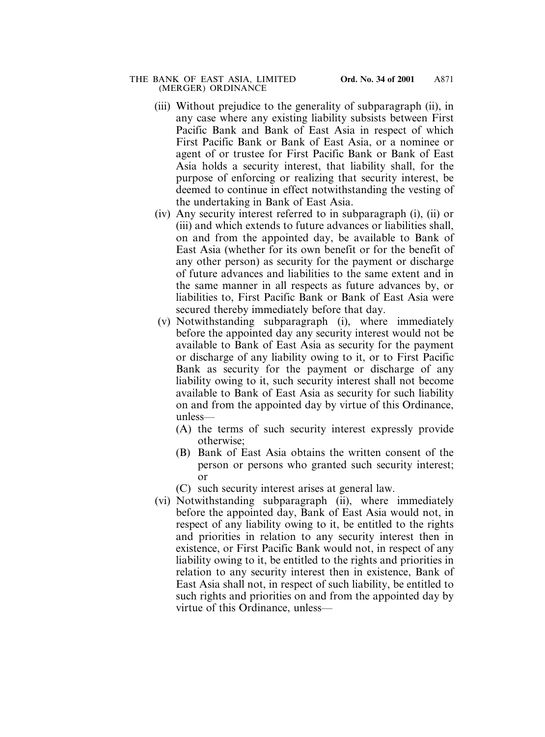(iii) Without prejudice to the generality of subparagraph (ii), in any case where any existing liability subsists between First Pacific Bank and Bank of East Asia in respect of which First Pacific Bank or Bank of East Asia, or a nominee or agent of or trustee for First Pacific Bank or Bank of East Asia holds a security interest, that liability shall, for the purpose of enforcing or realizing that security interest, be deemed to continue in effect notwithstanding the vesting of the undertaking in Bank of East Asia.

(iv) Any security interest referred to in subparagraph (i), (ii) or (iii) and which extends to future advances or liabilities shall, on and from the appointed day, be available to Bank of East Asia (whether for its own benefit or for the benefit of any other person) as security for the payment or discharge of future advances and liabilities to the same extent and in the same manner in all respects as future advances by, or liabilities to, First Pacific Bank or Bank of East Asia were secured thereby immediately before that day.

(v) Notwithstanding subparagraph (i), where immediately before the appointed day any security interest would not be available to Bank of East Asia as security for the payment or discharge of any liability owing to it, or to First Pacific Bank as security for the payment or discharge of any liability owing to it, such security interest shall not become available to Bank of East Asia as security for such liability on and from the appointed day by virtue of this Ordinance, unless—

(A) the terms of such security interest expressly provide otherwise;

(B) Bank of East Asia obtains the written consent of the person or persons who granted such security interest; or

(C) such security interest arises at general law.

(vi) Notwithstanding subparagraph (ii), where immediately before the appointed day, Bank of East Asia would not, in respect of any liability owing to it, be entitled to the rights and priorities in relation to any security interest then in existence, or First Pacific Bank would not, in respect of any liability owing to it, be entitled to the rights and priorities in relation to any security interest then in existence, Bank of East Asia shall not, in respect of such liability, be entitled to such rights and priorities on and from the appointed day by virtue of this Ordinance, unless—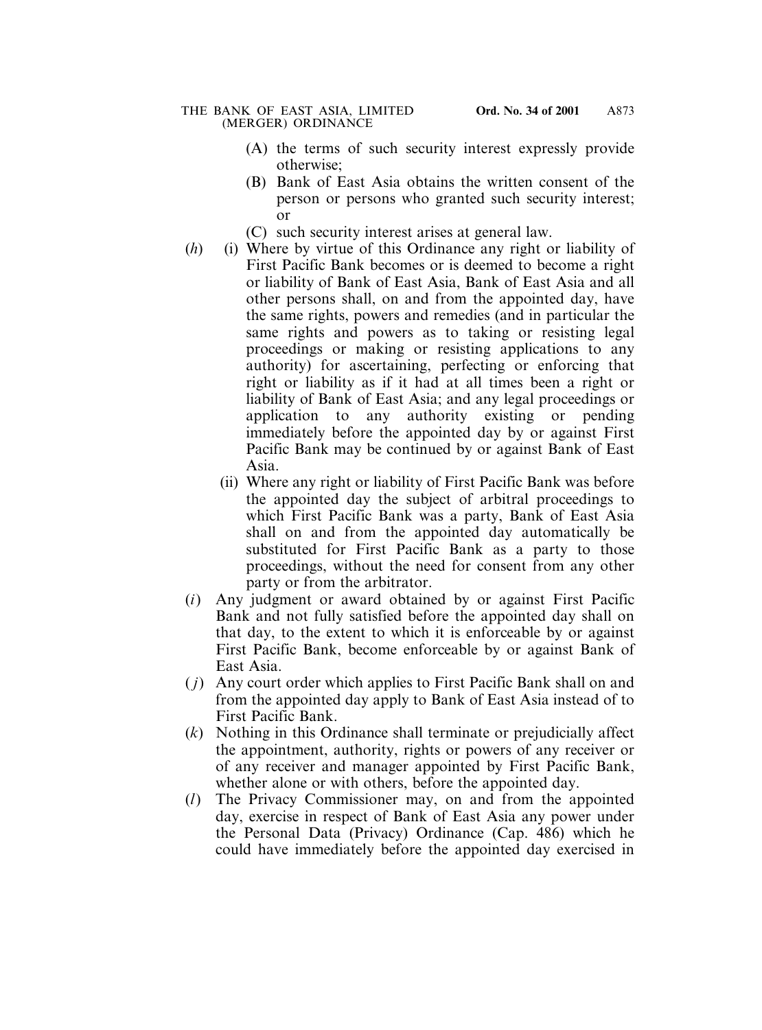(A) the terms of such security interest expressly provide otherwise;

(B) Bank of East Asia obtains the written consent of the person or persons who granted such security interest; or

(C) such security interest arises at general law.

(*h*) (i) Where by virtue of this Ordinance any right or liability of First Pacific Bank becomes or is deemed to become a right or liability of Bank of East Asia, Bank of East Asia and all other persons shall, on and from the appointed day, have the same rights, powers and remedies (and in particular the same rights and powers as to taking or resisting legal proceedings or making or resisting applications to any authority) for ascertaining, perfecting or enforcing that right or liability as if it had at all times been a right or liability of Bank of East Asia; and any legal proceedings or application to any authority existing or pending immediately before the appointed day by or against First Pacific Bank may be continued by or against Bank of East Asia.

(ii) Where any right or liability of First Pacific Bank was before the appointed day the subject of arbitral proceedings to which First Pacific Bank was a party, Bank of East Asia shall on and from the appointed day automatically be substituted for First Pacific Bank as a party to those proceedings, without the need for consent from any other party or from the arbitrator.

(*i*) Any judgment or award obtained by or against First Pacific Bank and not fully satisfied before the appointed day shall on that day, to the extent to which it is enforceable by or against First Pacific Bank, become enforceable by or against Bank of East Asia.

(*j*) Any court order which applies to First Pacific Bank shall on and from the appointed day apply to Bank of East Asia instead of to First Pacific Bank.

(*k*) Nothing in this Ordinance shall terminate or prejudicially affect the appointment, authority, rights or powers of any receiver or of any receiver and manager appointed by First Pacific Bank, whether alone or with others, before the appointed day.

(*l*) The Privacy Commissioner may, on and from the appointed day, exercise in respect of Bank of East Asia any power under the Personal Data (Privacy) Ordinance (Cap. 486) which he could have immediately before the appointed day exercised in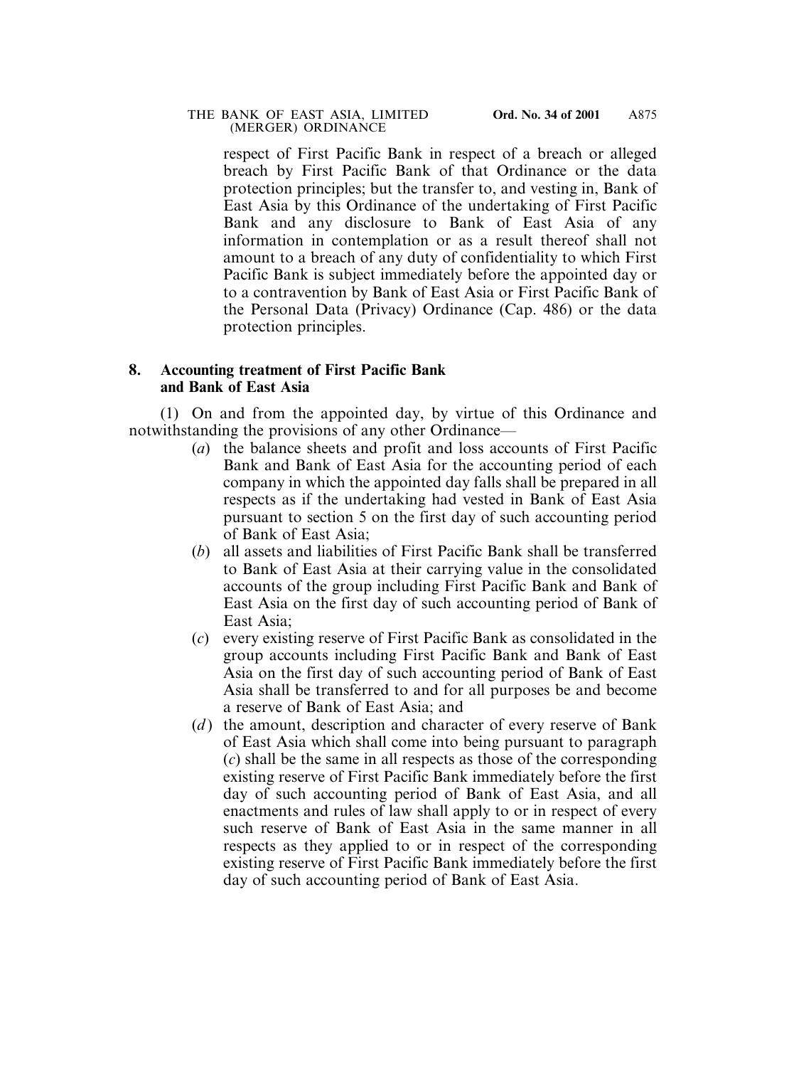respect of First Pacific Bank in respect of a breach or alleged breach by First Pacific Bank of that Ordinance or the data protection principles; but the transfer to, and vesting in, Bank of East Asia by this Ordinance of the undertaking of First Pacific Bank and any disclosure to Bank of East Asia of any information in contemplation or as a result thereof shall not amount to a breach of any duty of confidentiality to which First Pacific Bank is subject immediately before the appointed day or to a contravention by Bank of East Asia or First Pacific Bank of the Personal Data (Privacy) Ordinance (Cap. 486) or the data protection principles.

**8. Accounting treatment of First Pacific Bank and Bank of East Asia**

(1) On and from the appointed day, by virtue of this Ordinance and notwithstanding the provisions of any other Ordinance—

(*a*) the balance sheets and profit and loss accounts of First Pacific Bank and Bank of East Asia for the accounting period of each company in which the appointed day falls shall be prepared in all respects as if the undertaking had vested in Bank of East Asia pursuant to section 5 on the first day of such accounting period of Bank of East Asia;

(*b*) all assets and liabilities of First Pacific Bank shall be transferred to Bank of East Asia at their carrying value in the consolidated accounts of the group including First Pacific Bank and Bank of East Asia on the first day of such accounting period of Bank of East Asia;

(*c*) every existing reserve of First Pacific Bank as consolidated in the group accounts including First Pacific Bank and Bank of East Asia on the first day of such accounting period of Bank of East Asia shall be transferred to and for all purposes be and become a reserve of Bank of East Asia; and

(*d*) the amount, description and character of every reserve of Bank of East Asia which shall come into being pursuant to paragraph (*c*) shall be the same in all respects as those of the corresponding existing reserve of First Pacific Bank immediately before the first day of such accounting period of Bank of East Asia, and all enactments and rules of law shall apply to or in respect of every such reserve of Bank of East Asia in the same manner in all respects as they applied to or in respect of the corresponding existing reserve of First Pacific Bank immediately before the first day of such accounting period of Bank of East Asia.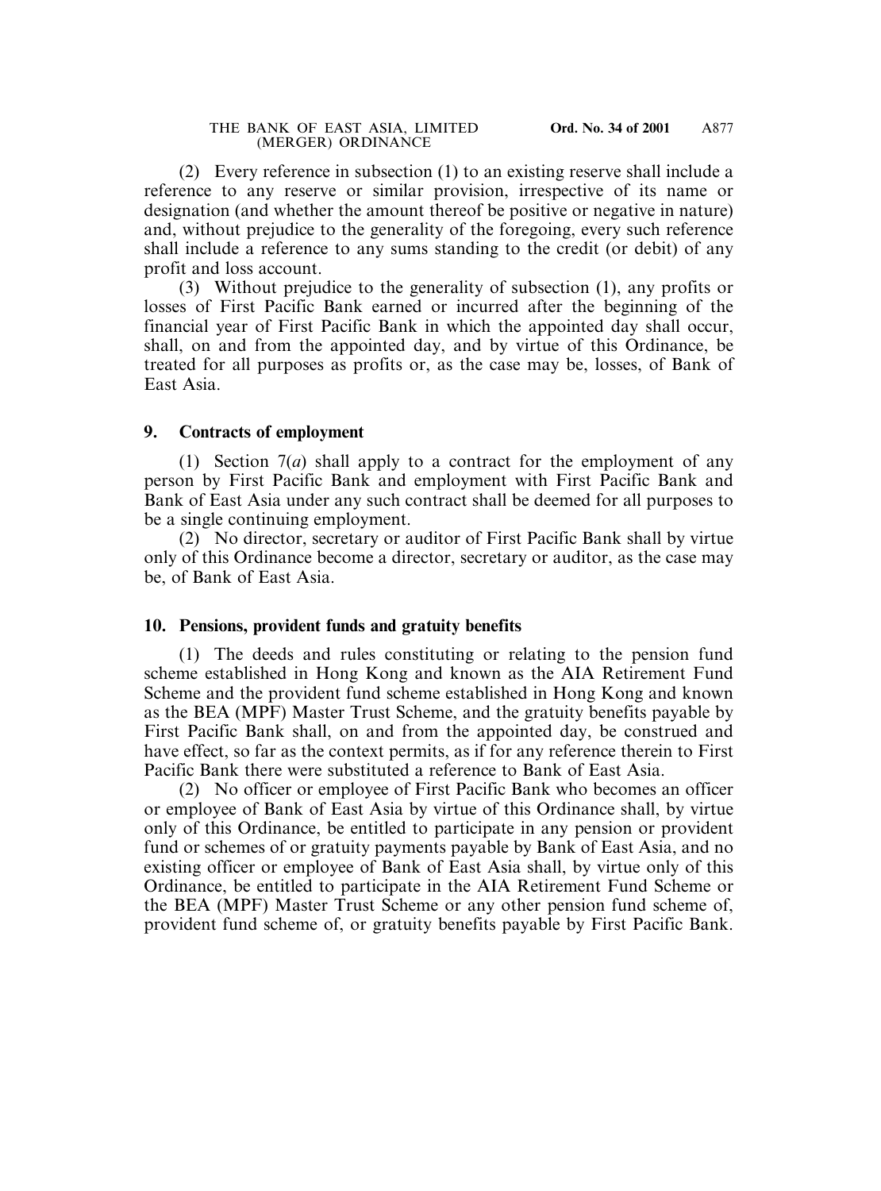(2) Every reference in subsection (1) to an existing reserve shall include a reference to any reserve or similar provision, irrespective of its name or designation (and whether the amount thereof be positive or negative in nature) and, without prejudice to the generality of the foregoing, every such reference shall include a reference to any sums standing to the credit (or debit) of any profit and loss account.

(3) Without prejudice to the generality of subsection (1), any profits or losses of First Pacific Bank earned or incurred after the beginning of the financial year of First Pacific Bank in which the appointed day shall occur, shall, on and from the appointed day, and by virtue of this Ordinance, be treated for all purposes as profits or, as the case may be, losses, of Bank of East Asia.

**9. Contracts of employment**

(1) Section 7(*a*) shall apply to a contract for the employment of any person by First Pacific Bank and employment with First Pacific Bank and Bank of East Asia under any such contract shall be deemed for all purposes to be a single continuing employment.

(2) No director, secretary or auditor of First Pacific Bank shall by virtue only of this Ordinance become a director, secretary or auditor, as the case may be, of Bank of East Asia.

**10. Pensions, provident funds and gratuity benefits**

(1) The deeds and rules constituting or relating to the pension fund scheme established in Hong Kong and known as the AIA Retirement Fund Scheme and the provident fund scheme established in Hong Kong and known as the BEA (MPF) Master Trust Scheme, and the gratuity benefits payable by First Pacific Bank shall, on and from the appointed day, be construed and have effect, so far as the context permits, as if for any reference therein to First Pacific Bank there were substituted a reference to Bank of East Asia.

(2) No officer or employee of First Pacific Bank who becomes an officer or employee of Bank of East Asia by virtue of this Ordinance shall, by virtue only of this Ordinance, be entitled to participate in any pension or provident fund or schemes of or gratuity payments payable by Bank of East Asia, and no existing officer or employee of Bank of East Asia shall, by virtue only of this Ordinance, be entitled to participate in the AIA Retirement Fund Scheme or the BEA (MPF) Master Trust Scheme or any other pension fund scheme of, provident fund scheme of, or gratuity benefits payable by First Pacific Bank.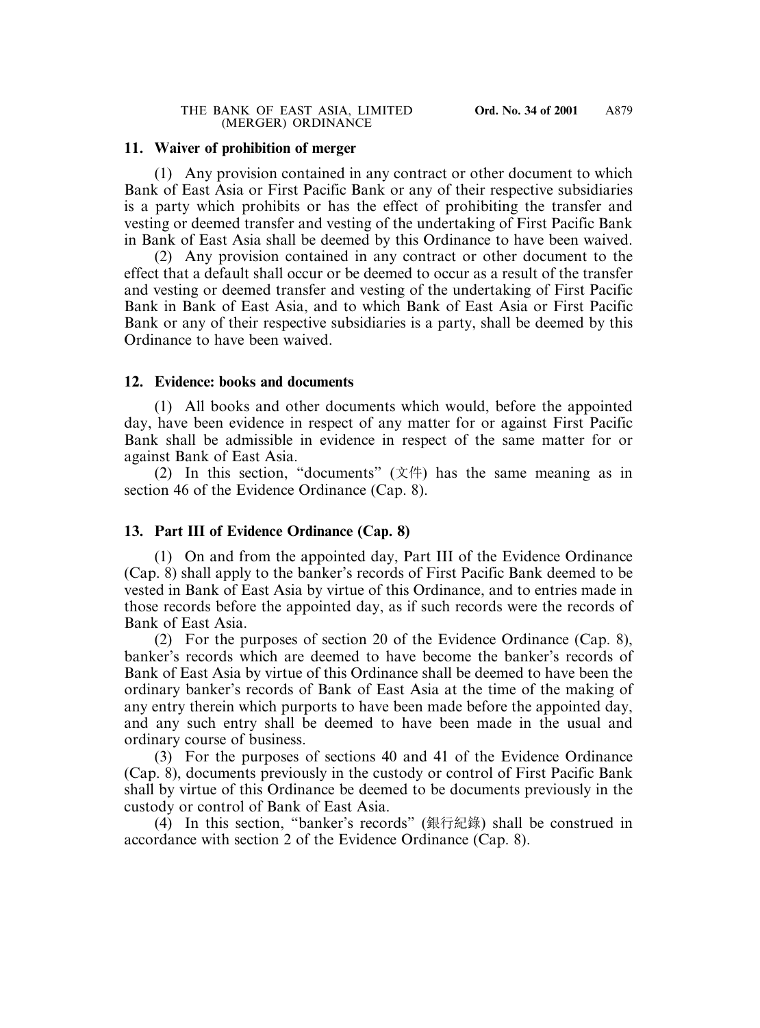## 11. Waiver of prohibition of merger

(1) Any provision contained in any contract or other document to which Bank of East Asia or First Pacific Bank or any of their respective subsidiaries is a party which prohibits or has the effect of prohibiting the transfer and vesting or deemed transfer and vesting of the undertaking of First Pacific Bank in Bank of East Asia shall be deemed by this Ordinance to have been waived.

(2) Any provision contained in any contract or other document to the effect that a default shall occur or be deemed to occur as a result of the transfer and vesting or deemed transfer and vesting of the undertaking of First Pacific Bank in Bank of East Asia, and to which Bank of East Asia or First Pacific Bank or any of their respective subsidiaries is a party, shall be deemed by this Ordinance to have been waived.

## 12. Evidence: books and documents

(1) All books and other documents which would, before the appointed day, have been evidence in respect of any matter for or against First Pacific Bank shall be admissible in evidence in respect of the same matter for or against Bank of East Asia.

(2) In this section, "documents" (文件) has the same meaning as in section 46 of the Evidence Ordinance (Cap. 8).

## 13. Part III of Evidence Ordinance (Cap. 8)

(1) On and from the appointed day, Part III of the Evidence Ordinance (Cap. 8) shall apply to the banker's records of First Pacific Bank deemed to be vested in Bank of East Asia by virtue of this Ordinance, and to entries made in those records before the appointed day, as if such records were the records of Bank of East Asia.

(2) For the purposes of section 20 of the Evidence Ordinance (Cap. 8), banker's records which are deemed to have become the banker's records of Bank of East Asia by virtue of this Ordinance shall be deemed to have been the ordinary banker's records of Bank of East Asia at the time of the making of any entry therein which purports to have been made before the appointed day, and any such entry shall be deemed to have been made in the usual and ordinary course of business.

(3) For the purposes of sections 40 and 41 of the Evidence Ordinance (Cap. 8), documents previously in the custody or control of First Pacific Bank shall by virtue of this Ordinance be deemed to be documents previously in the custody or control of Bank of East Asia.

(4) In this section, "banker's records" (銀行紀錄) shall be construed in accordance with section 2 of the Evidence Ordinance (Cap. 8).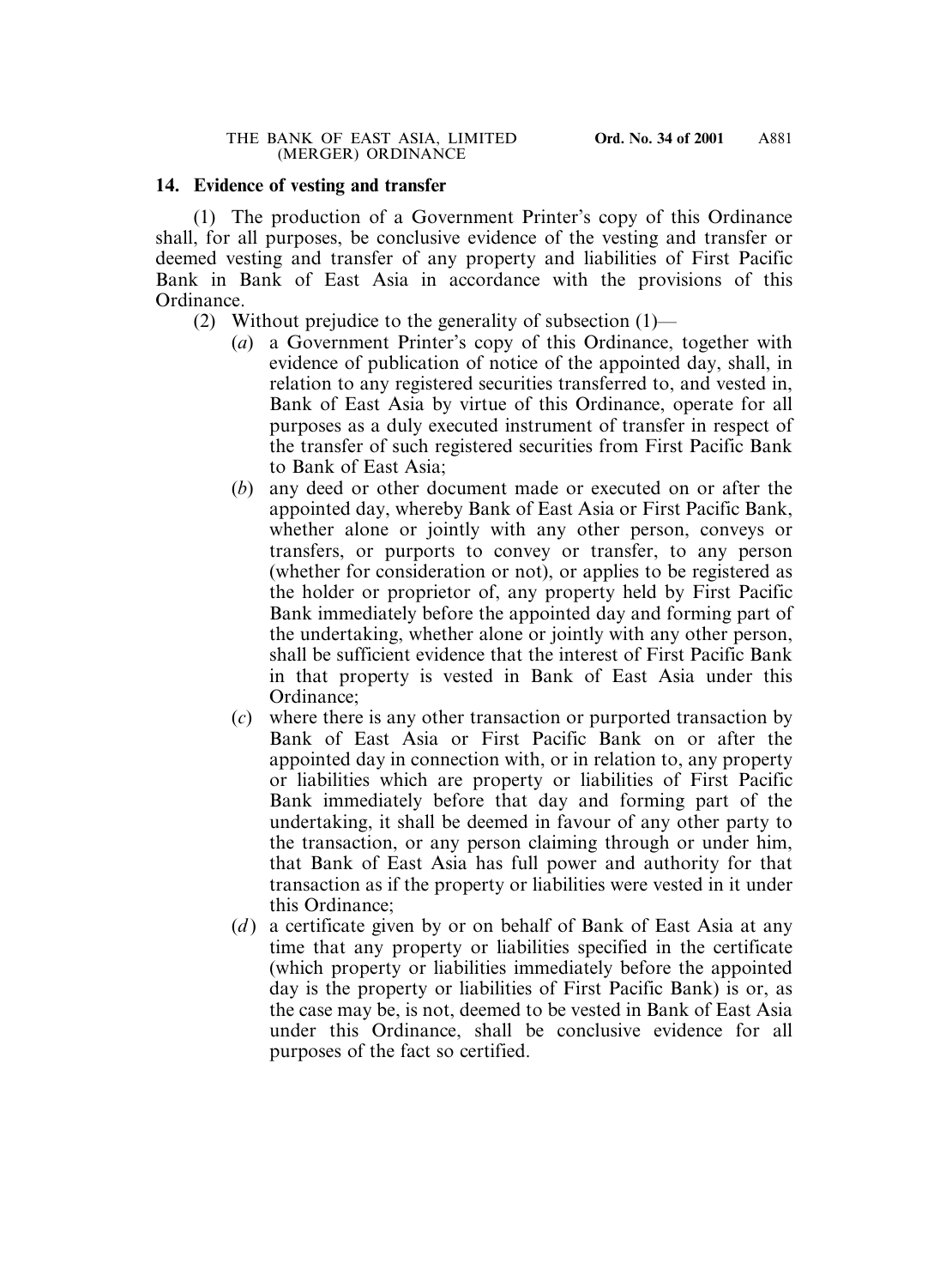**14. Evidence of vesting and transfer**

(1) The production of a Government Printer's copy of this Ordinance shall, for all purposes, be conclusive evidence of the vesting and transfer or deemed vesting and transfer of any property and liabilities of First Pacific Bank in Bank of East Asia in accordance with the provisions of this Ordinance.

(2) Without prejudice to the generality of subsection (1)—

- (*a*) a Government Printer's copy of this Ordinance, together with evidence of publication of notice of the appointed day, shall, in relation to any registered securities transferred to, and vested in, Bank of East Asia by virtue of this Ordinance, operate for all purposes as a duly executed instrument of transfer in respect of the transfer of such registered securities from First Pacific Bank to Bank of East Asia;
- (*b*) any deed or other document made or executed on or after the appointed day, whereby Bank of East Asia or First Pacific Bank, whether alone or jointly with any other person, conveys or transfers, or purports to convey or transfer, to any person (whether for consideration or not), or applies to be registered as the holder or proprietor of, any property held by First Pacific Bank immediately before the appointed day and forming part of the undertaking, whether alone or jointly with any other person, shall be sufficient evidence that the interest of First Pacific Bank in that property is vested in Bank of East Asia under this Ordinance;
- (*c*) where there is any other transaction or purported transaction by Bank of East Asia or First Pacific Bank on or after the appointed day in connection with, or in relation to, any property or liabilities which are property or liabilities of First Pacific Bank immediately before that day and forming part of the undertaking, it shall be deemed in favour of any other party to the transaction, or any person claiming through or under him, that Bank of East Asia has full power and authority for that transaction as if the property or liabilities were vested in it under this Ordinance;
- (*d*) a certificate given by or on behalf of Bank of East Asia at any time that any property or liabilities specified in the certificate (which property or liabilities immediately before the appointed day is the property or liabilities of First Pacific Bank) is or, as the case may be, is not, deemed to be vested in Bank of East Asia under this Ordinance, shall be conclusive evidence for all purposes of the fact so certified.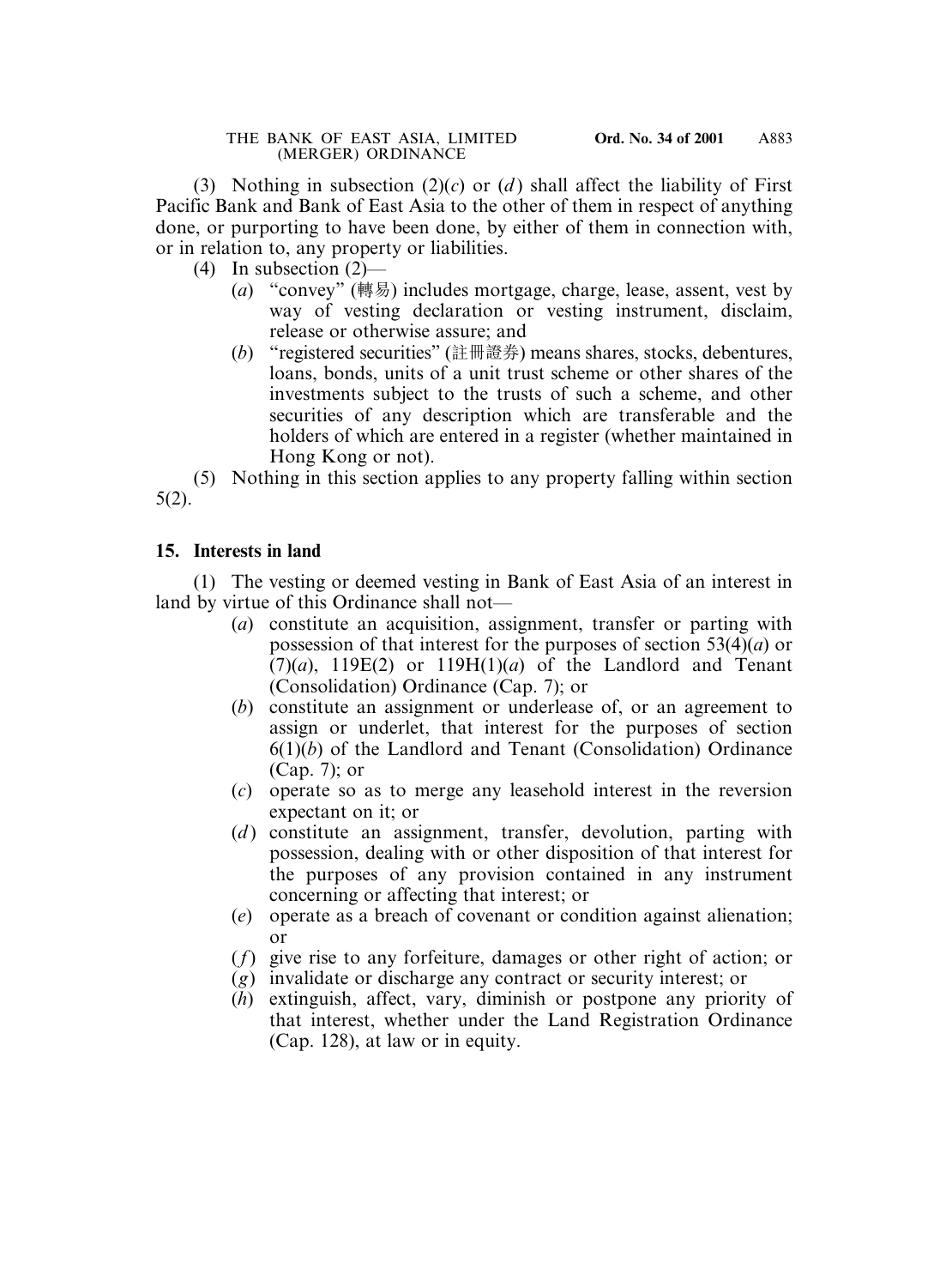(3) Nothing in subsection (2)(*c*) or (*d*) shall affect the liability of First Pacific Bank and Bank of East Asia to the other of them in respect of anything done, or purporting to have been done, by either of them in connection with, or in relation to, any property or liabilities.

(4) In subsection (2)—

(*a*) "convey" (轉易) includes mortgage, charge, lease, assent, vest by way of vesting declaration or vesting instrument, disclaim, release or otherwise assure; and

(*b*) "registered securities" (註冊證券) means shares, stocks, debentures, loans, bonds, units of a unit trust scheme or other shares of the investments subject to the trusts of such a scheme, and other securities of any description which are transferable and the holders of which are entered in a register (whether maintained in Hong Kong or not).

(5) Nothing in this section applies to any property falling within section 5(2).

**15. Interests in land**

(1) The vesting or deemed vesting in Bank of East Asia of an interest in land by virtue of this Ordinance shall not—

(*a*) constitute an acquisition, assignment, transfer or parting with possession of that interest for the purposes of section 53(4)(*a*) or (7)(*a*), 119E(2) or 119H(1)(*a*) of the Landlord and Tenant (Consolidation) Ordinance (Cap. 7); or

(*b*) constitute an assignment or underlease of, or an agreement to assign or underlet, that interest for the purposes of section 6(1)(*b*) of the Landlord and Tenant (Consolidation) Ordinance (Cap. 7); or

(*c*) operate so as to merge any leasehold interest in the reversion expectant on it; or

(*d*) constitute an assignment, transfer, devolution, parting with possession, dealing with or other disposition of that interest for the purposes of any provision contained in any instrument concerning or affecting that interest; or

(*e*) operate as a breach of covenant or condition against alienation; or

(*f*) give rise to any forfeiture, damages or other right of action; or

(*g*) invalidate or discharge any contract or security interest; or

(*h*) extinguish, affect, vary, diminish or postpone any priority of that interest, whether under the Land Registration Ordinance (Cap. 128), at law or in equity.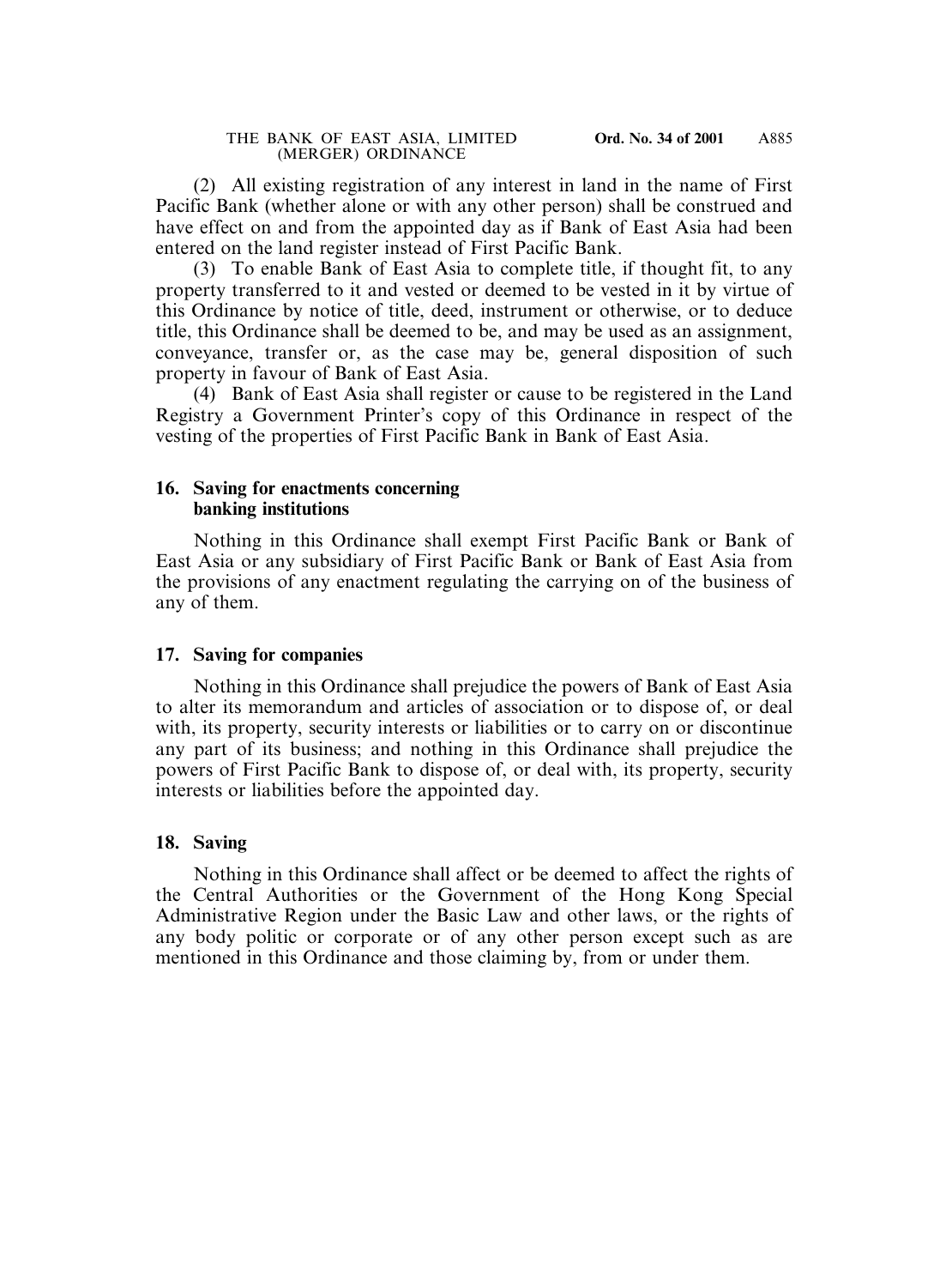(2) All existing registration of any interest in land in the name of First Pacific Bank (whether alone or with any other person) shall be construed and have effect on and from the appointed day as if Bank of East Asia had been entered on the land register instead of First Pacific Bank.

(3) To enable Bank of East Asia to complete title, if thought fit, to any property transferred to it and vested or deemed to be vested in it by virtue of this Ordinance by notice of title, deed, instrument or otherwise, or to deduce title, this Ordinance shall be deemed to be, and may be used as an assignment, conveyance, transfer or, as the case may be, general disposition of such property in favour of Bank of East Asia.

(4) Bank of East Asia shall register or cause to be registered in the Land Registry a Government Printer's copy of this Ordinance in respect of the vesting of the properties of First Pacific Bank in Bank of East Asia.

### 16. Saving for enactments concerning banking institutions

Nothing in this Ordinance shall exempt First Pacific Bank or Bank of East Asia or any subsidiary of First Pacific Bank or Bank of East Asia from the provisions of any enactment regulating the carrying on of the business of any of them.

### 17. Saving for companies

Nothing in this Ordinance shall prejudice the powers of Bank of East Asia to alter its memorandum and articles of association or to dispose of, or deal with, its property, security interests or liabilities or to carry on or discontinue any part of its business; and nothing in this Ordinance shall prejudice the powers of First Pacific Bank to dispose of, or deal with, its property, security interests or liabilities before the appointed day.

### 18. Saving

Nothing in this Ordinance shall affect or be deemed to affect the rights of the Central Authorities or the Government of the Hong Kong Special Administrative Region under the Basic Law and other laws, or the rights of any body politic or corporate or of any other person except such as are mentioned in this Ordinance and those claiming by, from or under them.